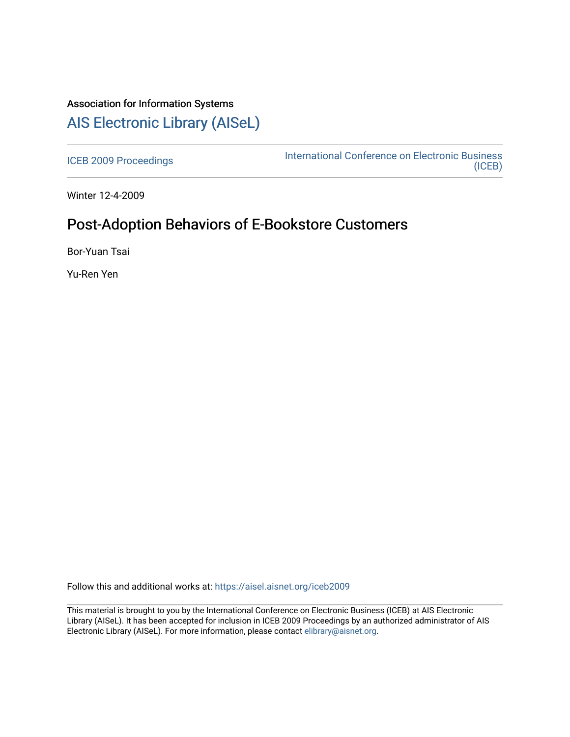Association for Information Systems

# AIS Electronic Library (AISeL)

ICEB 2009 Proceedings

International Conference on Electronic Business (ICEB)

Winter 12-4-2009

## Post-Adoption Behaviors of E-Bookstore Customers

Bor-Yuan Tsai

Yu-Ren Yen

Follow this and additional works at: https://aisel.aisnet.org/iceb2009

This material is brought to you by the International Conference on Electronic Business (ICEB) at AIS Electronic Library (AISeL). It has been accepted for inclusion in ICEB 2009 Proceedings by an authorized administrator of AIS Electronic Library (AISeL). For more information, please contact elibrary@aisnet.org.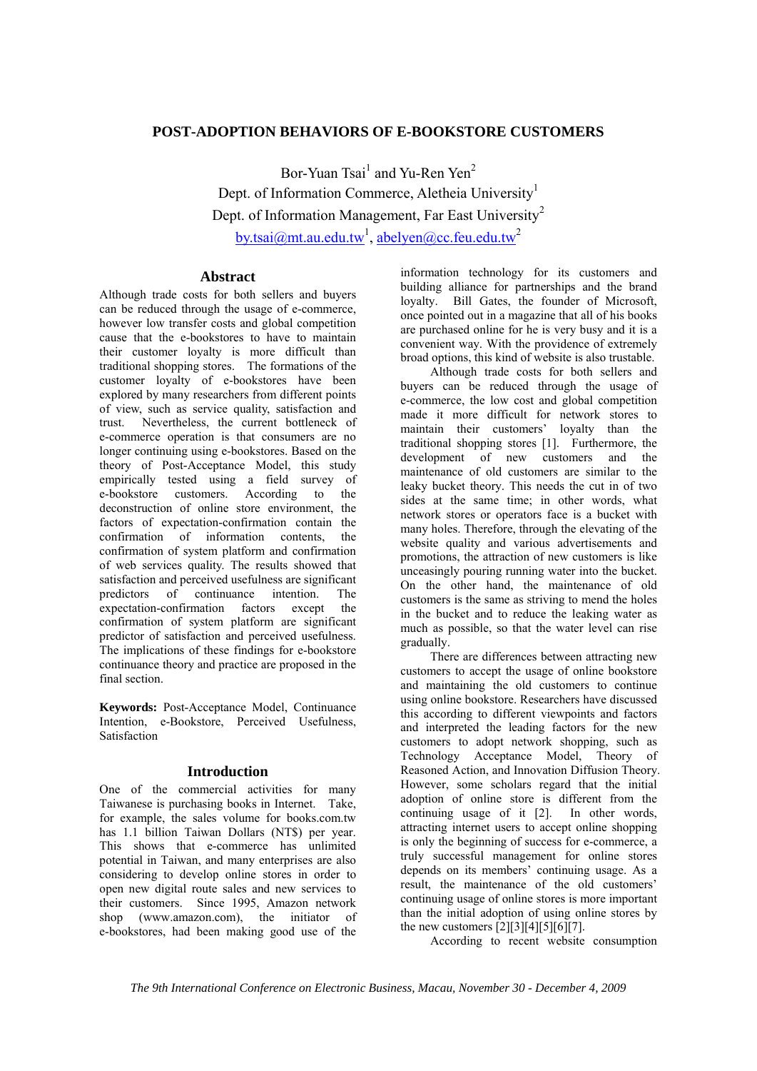# POST-ADOPTION BEHAVIORS OF E-BOOKSTORE CUSTOMERS

Bor-Yuan Tsai[1] and Yu-Ren Yen[2]

Dept. of Information Commerce, Aletheia University[1]

Dept. of Information Management, Far East University[2]

by.tsai@mt.au.edu.tw[1], abelyen@cc.feu.edu.tw[2]

## Abstract

Although trade costs for both sellers and buyers can be reduced through the usage of e-commerce, however low transfer costs and global competition cause that the e-bookstores to have to maintain their customer loyalty is more difficult than traditional shopping stores. The formations of the customer loyalty of e-bookstores have been explored by many researchers from different points of view, such as service quality, satisfaction and trust. Nevertheless, the current bottleneck of e-commerce operation is that consumers are no longer continuing using e-bookstores. Based on the theory of Post-Acceptance Model, this study empirically tested using a field survey of e-bookstore customers. According to the deconstruction of online store environment, the factors of expectation-confirmation contain the confirmation of information contents, the confirmation of system platform and confirmation of web services quality. The results showed that satisfaction and perceived usefulness are significant predictors of continuance intention. The expectation-confirmation factors except the confirmation of system platform are significant predictor of satisfaction and perceived usefulness. The implications of these findings for e-bookstore continuance theory and practice are proposed in the final section.

**Keywords:** Post-Acceptance Model, Continuance Intention, e-Bookstore, Perceived Usefulness, Satisfaction

## Introduction

One of the commercial activities for many Taiwanese is purchasing books in Internet. Take, for example, the sales volume for books.com.tw has 1.1 billion Taiwan Dollars (NT$) per year. This shows that e-commerce has unlimited potential in Taiwan, and many enterprises are also considering to develop online stores in order to open new digital route sales and new services to their customers. Since 1995, Amazon network shop (www.amazon.com), the initiator of e-bookstores, had been making good use of the information technology for its customers and building alliance for partnerships and the brand loyalty. Bill Gates, the founder of Microsoft, once pointed out in a magazine that all of his books are purchased online for he is very busy and it is a convenient way. With the providence of extremely broad options, this kind of website is also trustable.

Although trade costs for both sellers and buyers can be reduced through the usage of e-commerce, the low cost and global competition made it more difficult for network stores to maintain their customers' loyalty than the traditional shopping stores [1]. Furthermore, the development of new customers and the maintenance of old customers are similar to the leaky bucket theory. This needs the cut in of two sides at the same time; in other words, what network stores or operators face is a bucket with many holes. Therefore, through the elevating of the website quality and various advertisements and promotions, the attraction of new customers is like unceasingly pouring running water into the bucket. On the other hand, the maintenance of old customers is the same as striving to mend the holes in the bucket and to reduce the leaking water as much as possible, so that the water level can rise gradually.

There are differences between attracting new customers to accept the usage of online bookstore and maintaining the old customers to continue using online bookstore. Researchers have discussed this according to different viewpoints and factors and interpreted the leading factors for the new customers to adopt network shopping, such as Technology Acceptance Model, Theory of Reasoned Action, and Innovation Diffusion Theory. However, some scholars regard that the initial adoption of online store is different from the continuing usage of it [2]. In other words, attracting internet users to accept online shopping is only the beginning of success for e-commerce, a truly successful management for online stores depends on its members' continuing usage. As a result, the maintenance of the old customers' continuing usage of online stores is more important than the initial adoption of using online stores by the new customers [2][3][4][5][6][7].

According to recent website consumption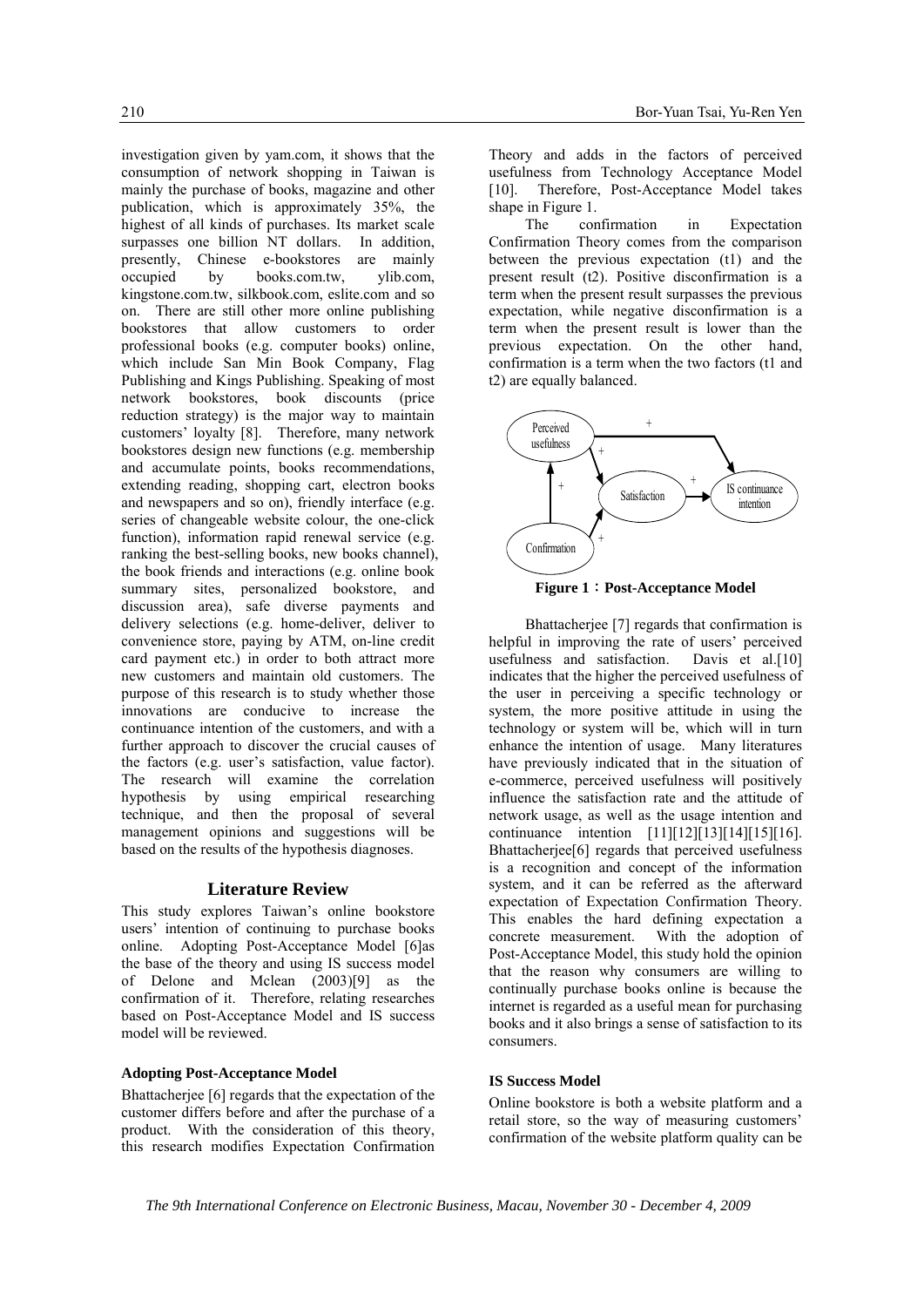investigation given by yam.com, it shows that the consumption of network shopping in Taiwan is mainly the purchase of books, magazine and other publication, which is approximately 35%, the highest of all kinds of purchases. Its market scale surpasses one billion NT dollars. In addition, presently, Chinese e-bookstores are mainly occupied by books.com.tw, ylib.com, kingstone.com.tw, silkbook.com, eslite.com and so on. There are still other more online publishing bookstores that allow customers to order professional books (e.g. computer books) online, which include San Min Book Company, Flag Publishing and Kings Publishing. Speaking of most network bookstores, book discounts (price reduction strategy) is the major way to maintain customers' loyalty [8]. Therefore, many network bookstores design new functions (e.g. membership and accumulate points, books recommendations, extending reading, shopping cart, electron books and newspapers and so on), friendly interface (e.g. series of changeable website colour, the one-click function), information rapid renewal service (e.g. ranking the best-selling books, new books channel), the book friends and interactions (e.g. online book summary sites, personalized bookstore, and discussion area), safe diverse payments and delivery selections (e.g. home-deliver, deliver to convenience store, paying by ATM, on-line credit card payment etc.) in order to both attract more new customers and maintain old customers. The purpose of this research is to study whether those innovations are conducive to increase the continuance intention of the customers, and with a further approach to discover the crucial causes of the factors (e.g. user's satisfaction, value factor). The research will examine the correlation hypothesis by using empirical researching technique, and then the proposal of several management opinions and suggestions will be based on the results of the hypothesis diagnoses.

## Literature Review

This study explores Taiwan's online bookstore users' intention of continuing to purchase books online. Adopting Post-Acceptance Model [6]as the base of the theory and using IS success model of Delone and Mclean (2003)[9] as the confirmation of it. Therefore, relating researches based on Post-Acceptance Model and IS success model will be reviewed.

### Adopting Post-Acceptance Model

Bhattacherjee [6] regards that the expectation of the customer differs before and after the purchase of a product. With the consideration of this theory, this research modifies Expectation Confirmation Theory and adds in the factors of perceived usefulness from Technology Acceptance Model [10]. Therefore, Post-Acceptance Model takes shape in Figure 1.

The confirmation in Expectation Confirmation Theory comes from the comparison between the previous expectation (t1) and the present result (t2). Positive disconfirmation is a term when the present result surpasses the previous expectation, while negative disconfirmation is a term when the present result is lower than the previous expectation. On the other hand, confirmation is a term when the two factors (t1 and t2) are equally balanced.

**Figure 1：Post-Acceptance Model**

Bhattacherjee [7] regards that confirmation is helpful in improving the rate of users' perceived usefulness and satisfaction. Davis et al.[10] indicates that the higher the perceived usefulness of the user in perceiving a specific technology or system, the more positive attitude in using the technology or system will be, which will in turn enhance the intention of usage. Many literatures have previously indicated that in the situation of e-commerce, perceived usefulness will positively influence the satisfaction rate and the attitude of network usage, as well as the usage intention and continuance intention [11][12][13][14][15][16]. Bhattacherjee[6] regards that perceived usefulness is a recognition and concept of the information system, and it can be referred as the afterward expectation of Expectation Confirmation Theory. This enables the hard defining expectation a concrete measurement. With the adoption of Post-Acceptance Model, this study hold the opinion that the reason why consumers are willing to continually purchase books online is because the internet is regarded as a useful mean for purchasing books and it also brings a sense of satisfaction to its consumers.

### IS Success Model

Online bookstore is both a website platform and a retail store, so the way of measuring customers' confirmation of the website platform quality can be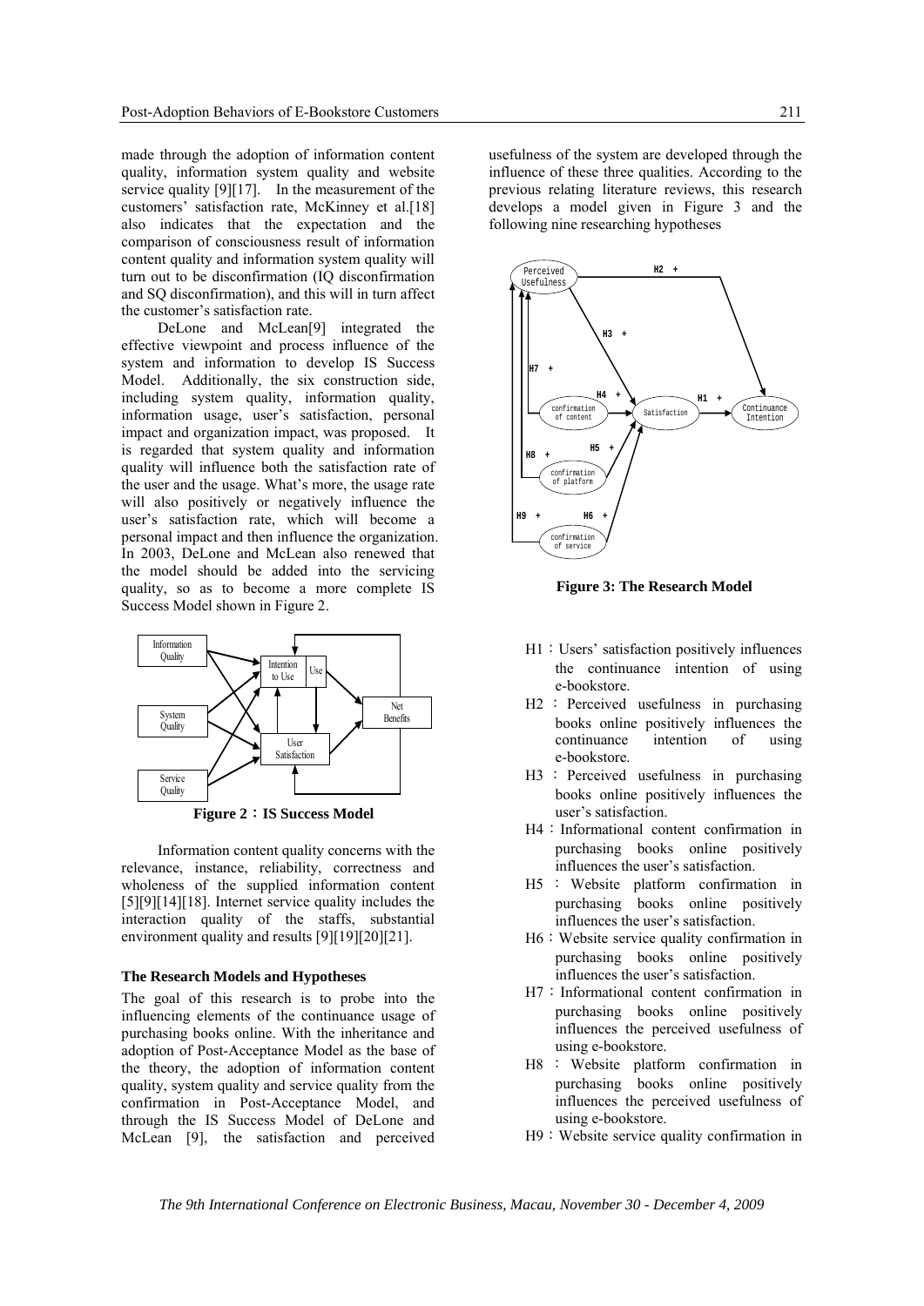made through the adoption of information content quality, information system quality and website service quality [9][17]. In the measurement of the customers' satisfaction rate, McKinney et al.[18] also indicates that the expectation and the comparison of consciousness result of information content quality and information system quality will turn out to be disconfirmation (IQ disconfirmation and SQ disconfirmation), and this will in turn affect the customer's satisfaction rate.

DeLone and McLean[9] integrated the effective viewpoint and process influence of the system and information to develop IS Success Model. Additionally, the six construction side, including system quality, information quality, information usage, user's satisfaction, personal impact and organization impact, was proposed. It is regarded that system quality and information quality will influence both the satisfaction rate of the user and the usage. What's more, the usage rate will also positively or negatively influence the user's satisfaction rate, which will become a personal impact and then influence the organization. In 2003, DeLone and McLean also renewed that the model should be added into the servicing quality, so as to become a more complete IS Success Model shown in Figure 2.

**Figure 2：IS Success Model**

Information content quality concerns with the relevance, instance, reliability, correctness and wholeness of the supplied information content [5][9][14][18]. Internet service quality includes the interaction quality of the staffs, substantial environment quality and results [9][19][20][21].

### The Research Models and Hypotheses

The goal of this research is to probe into the influencing elements of the continuance usage of purchasing books online. With the inheritance and adoption of Post-Acceptance Model as the base of the theory, the adoption of information content quality, system quality and service quality from the confirmation in Post-Acceptance Model, and through the IS Success Model of DeLone and McLean [9], the satisfaction and perceived usefulness of the system are developed through the influence of these three qualities. According to the previous relating literature reviews, this research develops a model given in Figure 3 and the following nine researching hypotheses

**Figure 3: The Research Model**

- H1：Users' satisfaction positively influences the continuance intention of using e-bookstore.
- H2：Perceived usefulness in purchasing books online positively influences the continuance intention of using e-bookstore.
- H3：Perceived usefulness in purchasing books online positively influences the user's satisfaction.
- H4：Informational content confirmation in purchasing books online positively influences the user's satisfaction.
- H5：Website platform confirmation in purchasing books online positively influences the user's satisfaction.
- H6：Website service quality confirmation in purchasing books online positively influences the user's satisfaction.
- H7：Informational content confirmation in purchasing books online positively influences the perceived usefulness of using e-bookstore.
- H8：Website platform confirmation in purchasing books online positively influences the perceived usefulness of using e-bookstore.
- H9：Website service quality confirmation in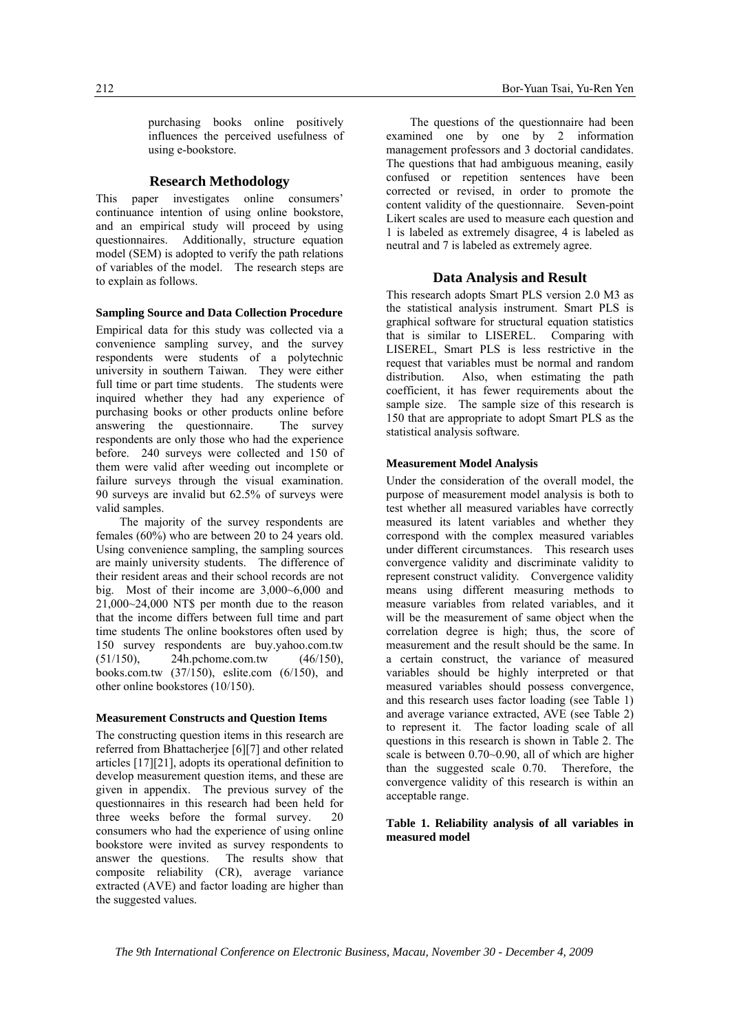purchasing books online positively influences the perceived usefulness of using e-bookstore.

## Research Methodology

This paper investigates online consumers' continuance intention of using online bookstore, and an empirical study will proceed by using questionnaires. Additionally, structure equation model (SEM) is adopted to verify the path relations of variables of the model. The research steps are to explain as follows.

### Sampling Source and Data Collection Procedure

Empirical data for this study was collected via a convenience sampling survey, and the survey respondents were students of a polytechnic university in southern Taiwan. They were either full time or part time students. The students were inquired whether they had any experience of purchasing books or other products online before answering the questionnaire. The survey respondents are only those who had the experience before. 240 surveys were collected and 150 of them were valid after weeding out incomplete or failure surveys through the visual examination. 90 surveys are invalid but 62.5% of surveys were valid samples.

The majority of the survey respondents are females (60%) who are between 20 to 24 years old. Using convenience sampling, the sampling sources are mainly university students. The difference of their resident areas and their school records are not big. Most of their income are 3,000~6,000 and 21,000~24,000 NT$ per month due to the reason that the income differs between full time and part time students The online bookstores often used by 150 survey respondents are buy.yahoo.com.tw (51/150), 24h.pchome.com.tw (46/150), books.com.tw (37/150), eslite.com (6/150), and other online bookstores (10/150).

### Measurement Constructs and Question Items

The constructing question items in this research are referred from Bhattacherjee [6][7] and other related articles [17][21], adopts its operational definition to develop measurement question items, and these are given in appendix. The previous survey of the questionnaires in this research had been held for three weeks before the formal survey. 20 consumers who had the experience of using online bookstore were invited as survey respondents to answer the questions. The results show that composite reliability (CR), average variance extracted (AVE) and factor loading are higher than the suggested values.

The questions of the questionnaire had been examined one by one by 2 information management professors and 3 doctorial candidates. The questions that had ambiguous meaning, easily confused or repetition sentences have been corrected or revised, in order to promote the content validity of the questionnaire. Seven-point Likert scales are used to measure each question and 1 is labeled as extremely disagree, 4 is labeled as neutral and 7 is labeled as extremely agree.

## Data Analysis and Result

This research adopts Smart PLS version 2.0 M3 as the statistical analysis instrument. Smart PLS is graphical software for structural equation statistics that is similar to LISEREL. Comparing with LISEREL, Smart PLS is less restrictive in the request that variables must be normal and random distribution. Also, when estimating the path coefficient, it has fewer requirements about the sample size. The sample size of this research is 150 that are appropriate to adopt Smart PLS as the statistical analysis software.

### Measurement Model Analysis

Under the consideration of the overall model, the purpose of measurement model analysis is both to test whether all measured variables have correctly measured its latent variables and whether they correspond with the complex measured variables under different circumstances. This research uses convergence validity and discriminate validity to represent construct validity. Convergence validity means using different measuring methods to measure variables from related variables, and it will be the measurement of same object when the correlation degree is high; thus, the score of measurement and the result should be the same. In a certain construct, the variance of measured variables should be highly interpreted or that measured variables should possess convergence, and this research uses factor loading (see Table 1) and average variance extracted, AVE (see Table 2) to represent it. The factor loading scale of all questions in this research is shown in Table 2. The scale is between 0.70~0.90, all of which are higher than the suggested scale 0.70. Therefore, the convergence validity of this research is within an acceptable range.

**Table 1. Reliability analysis of all variables in measured model**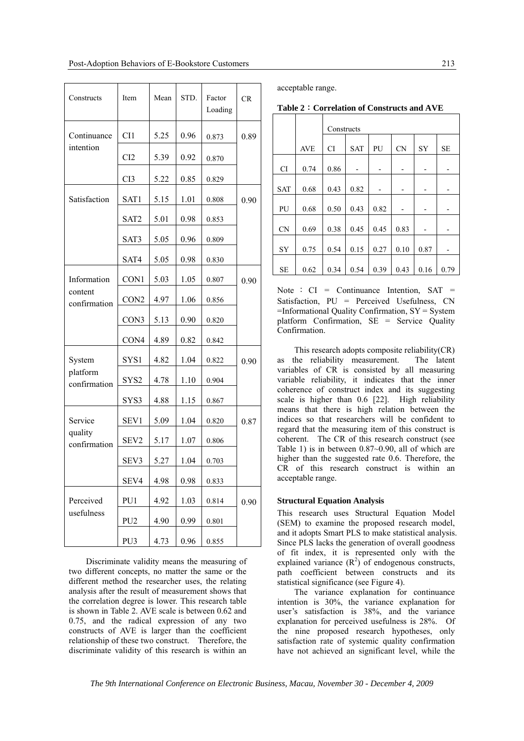| Constructs | Item | Mean | STD. | Factor Loading | CR |
|---|---|---|---|---|---|
| Continuance intention | CI1 | 5.25 | 0.96 | 0.873 | 0.89 |
| | CI2 | 5.39 | 0.92 | 0.870 | |
| | CI3 | 5.22 | 0.85 | 0.829 | |
| Satisfaction | SAT1 | 5.15 | 1.01 | 0.808 | 0.90 |
| | SAT2 | 5.01 | 0.98 | 0.853 | |
| | SAT3 | 5.05 | 0.96 | 0.809 | |
| | SAT4 | 5.05 | 0.98 | 0.830 | |
| Information content confirmation | CON1 | 5.03 | 1.05 | 0.807 | 0.90 |
| | CON2 | 4.97 | 1.06 | 0.856 | |
| | CON3 | 5.13 | 0.90 | 0.820 | |
| | CON4 | 4.89 | 0.82 | 0.842 | |
| System platform confirmation | SYS1 | 4.82 | 1.04 | 0.822 | 0.90 |
| | SYS2 | 4.78 | 1.10 | 0.904 | |
| | SYS3 | 4.88 | 1.15 | 0.867 | |
| Service quality confirmation | SEV1 | 5.09 | 1.04 | 0.820 | 0.87 |
| | SEV2 | 5.17 | 1.07 | 0.806 | |
| | SEV3 | 5.27 | 1.04 | 0.703 | |
| | SEV4 | 4.98 | 0.98 | 0.833 | |
| Perceived usefulness | PU1 | 4.92 | 1.03 | 0.814 | 0.90 |
| | PU2 | 4.90 | 0.99 | 0.801 | |
| | PU3 | 4.73 | 0.96 | 0.855 | |

Discriminate validity means the measuring of two different concepts, no matter the same or the different method the researcher uses, the relating analysis after the result of measurement shows that the correlation degree is lower. This research table is shown in Table 2. AVE scale is between 0.62 and 0.75, and the radical expression of any two constructs of AVE is larger than the coefficient relationship of these two construct. Therefore, the discriminate validity of this research is within an acceptable range.

**Table 2：Correlation of Constructs and AVE**

| | | Constructs | | | | | |
|---|---|---|---|---|---|---|---|
| | AVE | CI | SAT | PU | CN | SY | SE |
| CI | 0.74 | 0.86 | - | - | - | - | - |
| SAT | 0.68 | 0.43 | 0.82 | - | - | - | - |
| PU | 0.68 | 0.50 | 0.43 | 0.82 | - | - | - |
| CN | 0.69 | 0.38 | 0.45 | 0.45 | 0.83 | - | - |
| SY | 0.75 | 0.54 | 0.15 | 0.27 | 0.10 | 0.87 | - |
| SE | 0.62 | 0.34 | 0.54 | 0.39 | 0.43 | 0.16 | 0.79 |

Note：CI = Continuance Intention, SAT = Satisfaction, PU = Perceived Usefulness, CN =Informational Quality Confirmation, SY = System platform Confirmation, SE = Service Quality Confirmation.

This research adopts composite reliability(CR) as the reliability measurement. The latent variables of CR is consisted by all measuring variable reliability, it indicates that the inner coherence of construct index and its suggesting scale is higher than 0.6 [22]. High reliability means that there is high relation between the indices so that researchers will be confident to regard that the measuring item of this construct is coherent. The CR of this research construct (see Table 1) is in between 0.87~0.90, all of which are higher than the suggested rate 0.6. Therefore, the CR of this research construct is within an acceptable range.

**Structural Equation Analysis**

This research uses Structural Equation Model (SEM) to examine the proposed research model, and it adopts Smart PLS to make statistical analysis. Since PLS lacks the generation of overall goodness of fit index, it is represented only with the explained variance ($R^2$) of endogenous constructs, path coefficient between constructs and its statistical significance (see Figure 4).

The variance explanation for continuance intention is 30%, the variance explanation for user's satisfaction is 38%, and the variance explanation for perceived usefulness is 28%. Of the nine proposed research hypotheses, only satisfaction rate of systemic quality confirmation have not achieved an significant level, while the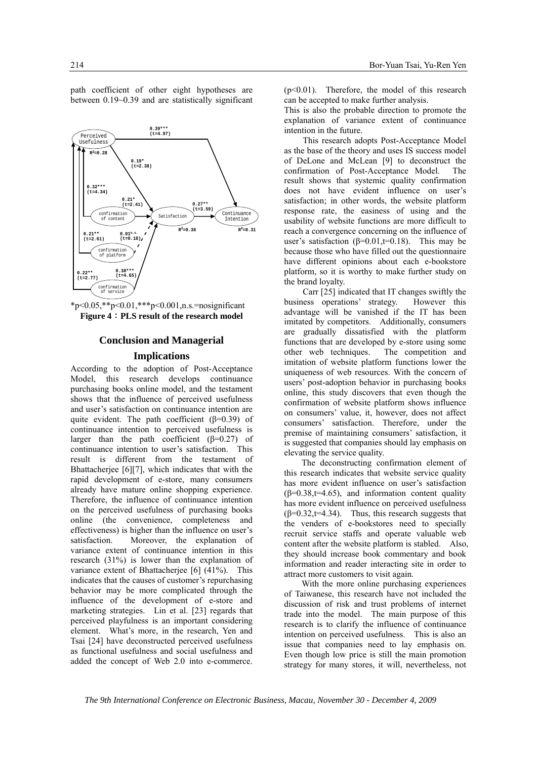path coefficient of other eight hypotheses are between 0.19~0.39 and are statistically significant

*p<0.05,**p<0.01,***p<0.001,n.s.=nosignificant

**Figure 4：PLS result of the research model**

## Conclusion and Managerial Implications

According to the adoption of Post-Acceptance Model, this research develops continuance purchasing books online model, and the testament shows that the influence of perceived usefulness and user's satisfaction on continuance intention are quite evident. The path coefficient (β=0.39) of continuance intention to perceived usefulness is larger than the path coefficient (β=0.27) of continuance intention to user's satisfaction. This result is different from the testament of Bhattacherjee [6][7], which indicates that with the rapid development of e-store, many consumers already have mature online shopping experience. Therefore, the influence of continuance intention on the perceived usefulness of purchasing books online (the convenience, completeness and effectiveness) is higher than the influence on user's satisfaction. Moreover, the explanation of variance extent of continuance intention in this research (31%) is lower than the explanation of variance extent of Bhattacherjee [6] (41%). This indicates that the causes of customer's repurchasing behavior may be more complicated through the influence of the development of e-store and marketing strategies. Lin et al. [23] regards that perceived playfulness is an important considering element. What's more, in the research, Yen and Tsai [24] have deconstructed perceived usefulness as functional usefulness and social usefulness and added the concept of Web 2.0 into e-commerce. (p<0.01). Therefore, the model of this research can be accepted to make further analysis.

This is also the probable direction to promote the explanation of variance extent of continuance intention in the future.

This research adopts Post-Acceptance Model as the base of the theory and uses IS success model of DeLone and McLean [9] to deconstruct the confirmation of Post-Acceptance Model. The result shows that systemic quality confirmation does not have evident influence on user's satisfaction; in other words, the website platform response rate, the easiness of using and the usability of website functions are more difficult to reach a convergence concerning on the influence of user's satisfaction (β=0.01,t=0.18). This may be because those who have filled out the questionnaire have different opinions about each e-bookstore platform, so it is worthy to make further study on the brand loyalty.

Carr [25] indicated that IT changes swiftly the business operations' strategy. However this advantage will be vanished if the IT has been imitated by competitors. Additionally, consumers are gradually dissatisfied with the platform functions that are developed by e-store using some other web techniques. The competition and imitation of website platform functions lower the uniqueness of web resources. With the concern of users' post-adoption behavior in purchasing books online, this study discovers that even though the confirmation of website platform shows influence on consumers' value, it, however, does not affect consumers' satisfaction. Therefore, under the premise of maintaining consumers' satisfaction, it is suggested that companies should lay emphasis on elevating the service quality.

The deconstructing confirmation element of this research indicates that website service quality has more evident influence on user's satisfaction (β=0.38,t=4.65), and information content quality has more evident influence on perceived usefulness (β=0.32,t=4.34). Thus, this research suggests that the venders of e-bookstores need to specially recruit service staffs and operate valuable web content after the website platform is stabled. Also, they should increase book commentary and book information and reader interacting site in order to attract more customers to visit again.

With the more online purchasing experiences of Taiwanese, this research have not included the discussion of risk and trust problems of internet trade into the model. The main purpose of this research is to clarify the influence of continuance intention on perceived usefulness. This is also an issue that companies need to lay emphasis on. Even though low price is still the main promotion strategy for many stores, it will, nevertheless, not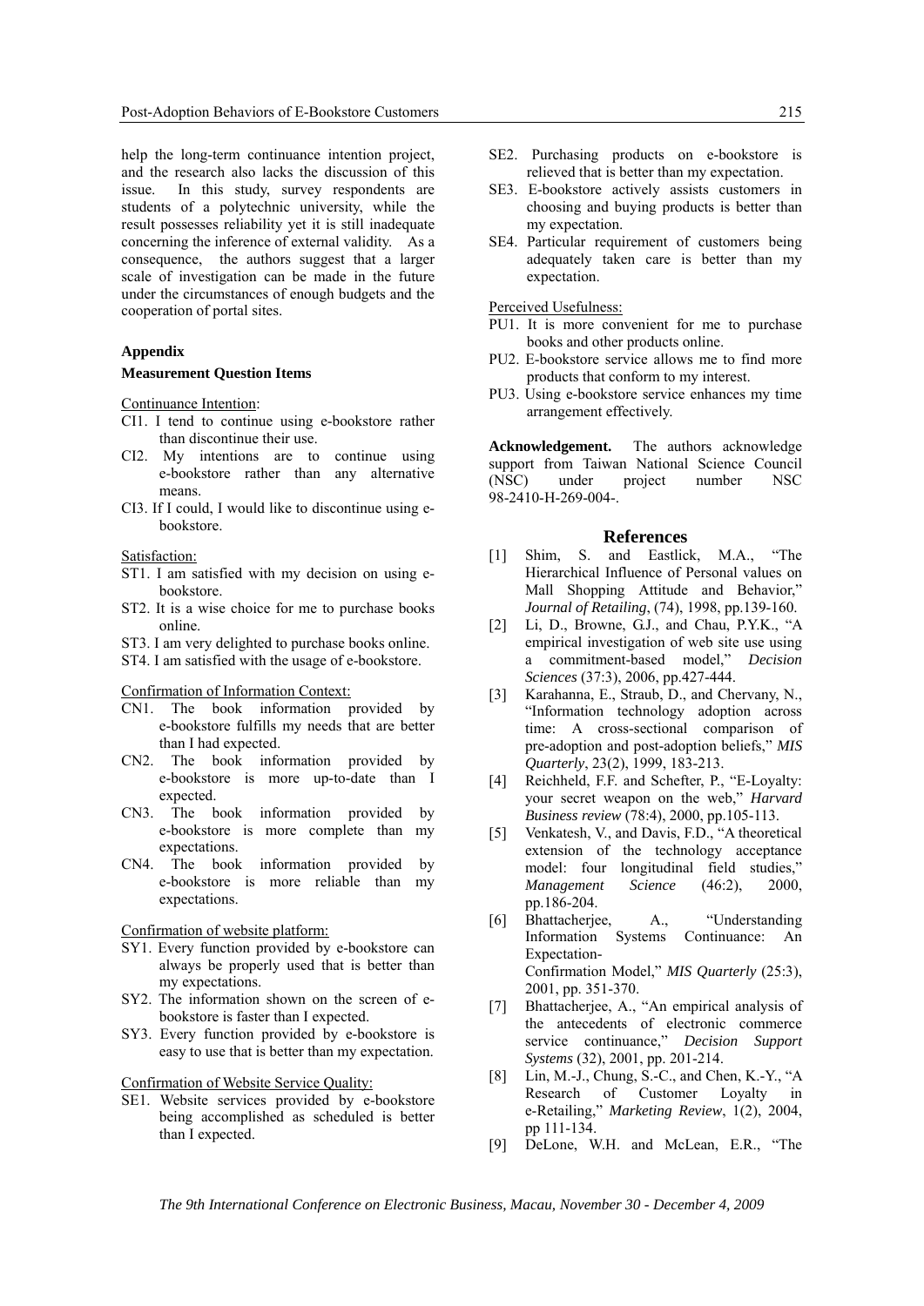help the long-term continuance intention project, and the research also lacks the discussion of this issue. In this study, survey respondents are students of a polytechnic university, while the result possesses reliability yet it is still inadequate concerning the inference of external validity. As a consequence, the authors suggest that a larger scale of investigation can be made in the future under the circumstances of enough budgets and the cooperation of portal sites.

## Appendix

### Measurement Question Items

Continuance Intention:

- CI1. I tend to continue using e-bookstore rather than discontinue their use.
- CI2. My intentions are to continue using e-bookstore rather than any alternative means.
- CI3. If I could, I would like to discontinue using e-bookstore.

Satisfaction:

- ST1. I am satisfied with my decision on using e-bookstore.
- ST2. It is a wise choice for me to purchase books online.
- ST3. I am very delighted to purchase books online.
- ST4. I am satisfied with the usage of e-bookstore.

Confirmation of Information Context:

- CN1. The book information provided by e-bookstore fulfills my needs that are better than I had expected.
- CN2. The book information provided by e-bookstore is more up-to-date than I expected.
- CN3. The book information provided by e-bookstore is more complete than my expectations.
- CN4. The book information provided by e-bookstore is more reliable than my expectations.

Confirmation of website platform:

- SY1. Every function provided by e-bookstore can always be properly used that is better than my expectations.
- SY2. The information shown on the screen of e-bookstore is faster than I expected.
- SY3. Every function provided by e-bookstore is easy to use that is better than my expectation.

Confirmation of Website Service Quality:

- SE1. Website services provided by e-bookstore being accomplished as scheduled is better than I expected.
- SE2. Purchasing products on e-bookstore is relieved that is better than my expectation.
- SE3. E-bookstore actively assists customers in choosing and buying products is better than my expectation.
- SE4. Particular requirement of customers being adequately taken care is better than my expectation.

Perceived Usefulness:

- PU1. It is more convenient for me to purchase books and other products online.
- PU2. E-bookstore service allows me to find more products that conform to my interest.
- PU3. Using e-bookstore service enhances my time arrangement effectively.

**Acknowledgement.** The authors acknowledge support from Taiwan National Science Council (NSC) under project number NSC 98-2410-H-269-004-.

## References

[1] Shim, S. and Eastlick, M.A., "The Hierarchical Influence of Personal values on Mall Shopping Attitude and Behavior," *Journal of Retailing*, (74), 1998, pp.139-160.

[2] Li, D., Browne, G.J., and Chau, P.Y.K., "A empirical investigation of web site use using a commitment-based model," *Decision Sciences* (37:3), 2006, pp.427-444.

[3] Karahanna, E., Straub, D., and Chervany, N., "Information technology adoption across time: A cross-sectional comparison of pre-adoption and post-adoption beliefs," *MIS Quarterly*, 23(2), 1999, 183-213.

[4] Reichheld, F.F. and Schefter, P., "E-Loyalty: your secret weapon on the web," *Harvard Business review* (78:4), 2000, pp.105-113.

[5] Venkatesh, V., and Davis, F.D., "A theoretical extension of the technology acceptance model: four longitudinal field studies," *Management Science* (46:2), 2000, pp.186-204.

[6] Bhattacherjee, A., "Understanding Information Systems Continuance: An Expectation-Confirmation Model," *MIS Quarterly* (25:3), 2001, pp. 351-370.

[7] Bhattacherjee, A., "An empirical analysis of the antecedents of electronic commerce service continuance," *Decision Support Systems* (32), 2001, pp. 201-214.

[8] Lin, M.-J., Chung, S.-C., and Chen, K.-Y., "A Research of Customer Loyalty in e-Retailing," *Marketing Review*, 1(2), 2004, pp 111-134.

[9] DeLone, W.H. and McLean, E.R., "The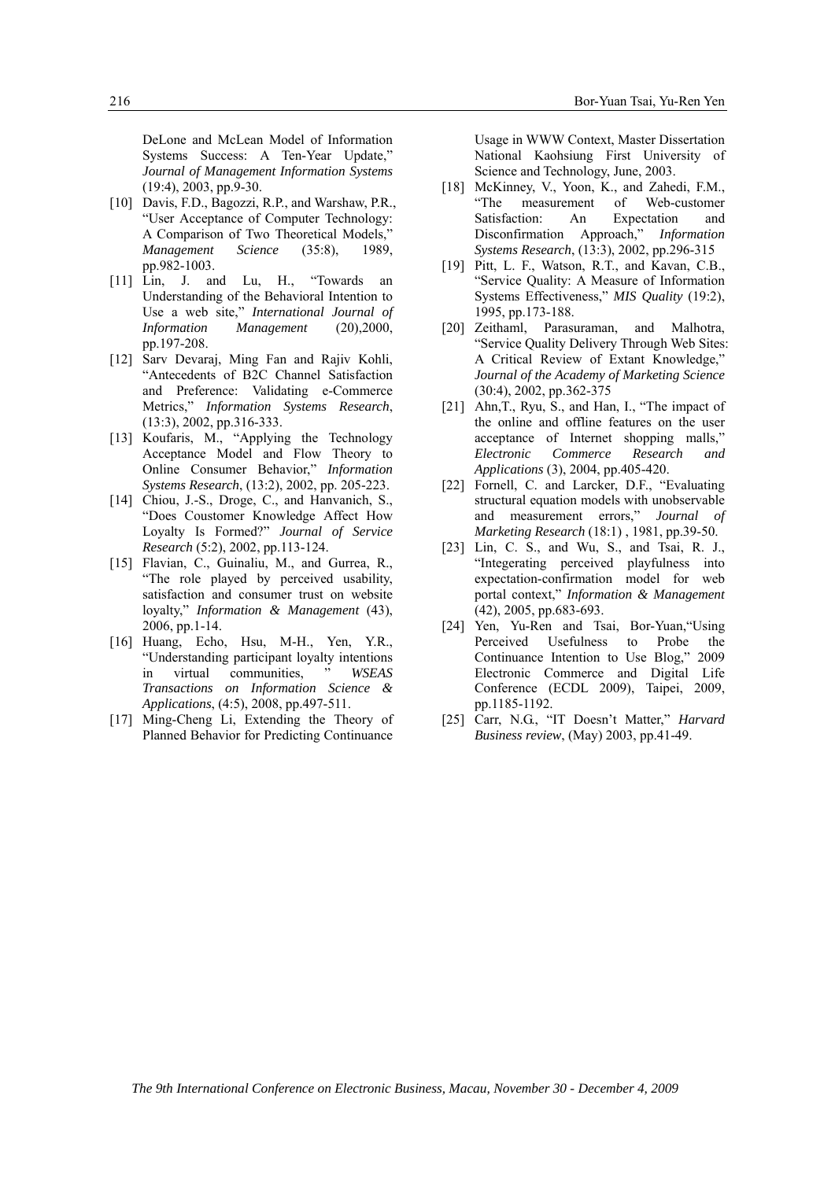DeLone and McLean Model of Information Systems Success: A Ten-Year Update," *Journal of Management Information Systems* (19:4), 2003, pp.9-30.

[10] Davis, F.D., Bagozzi, R.P., and Warshaw, P.R., "User Acceptance of Computer Technology: A Comparison of Two Theoretical Models," *Management Science* (35:8), 1989, pp.982-1003.

[11] Lin, J. and Lu, H., "Towards an Understanding of the Behavioral Intention to Use a web site," *International Journal of Information Management* (20),2000, pp.197-208.

[12] Sarv Devaraj, Ming Fan and Rajiv Kohli, "Antecedents of B2C Channel Satisfaction and Preference: Validating e-Commerce Metrics," *Information Systems Research*, (13:3), 2002, pp.316-333.

[13] Koufaris, M., "Applying the Technology Acceptance Model and Flow Theory to Online Consumer Behavior," *Information Systems Research*, (13:2), 2002, pp. 205-223.

[14] Chiou, J.-S., Droge, C., and Hanvanich, S., "Does Coustomer Knowledge Affect How Loyalty Is Formed?" *Journal of Service Research* (5:2), 2002, pp.113-124.

[15] Flavian, C., Guinaliu, M., and Gurrea, R., "The role played by perceived usability, satisfaction and consumer trust on website loyalty," *Information & Management* (43), 2006, pp.1-14.

[16] Huang, Echo, Hsu, M-H., Yen, Y.R., "Understanding participant loyalty intentions in virtual communities, " *WSEAS Transactions on Information Science & Applications*, (4:5), 2008, pp.497-511.

[17] Ming-Cheng Li, Extending the Theory of Planned Behavior for Predicting Continuance Usage in WWW Context, Master Dissertation National Kaohsiung First University of Science and Technology, June, 2003.

[18] McKinney, V., Yoon, K., and Zahedi, F.M., "The measurement of Web-customer Satisfaction: An Expectation and Disconfirmation Approach," *Information Systems Research*, (13:3), 2002, pp.296-315

[19] Pitt, L. F., Watson, R.T., and Kavan, C.B., "Service Quality: A Measure of Information Systems Effectiveness," *MIS Quality* (19:2), 1995, pp.173-188.

[20] Zeithaml, Parasuraman, and Malhotra, "Service Quality Delivery Through Web Sites: A Critical Review of Extant Knowledge," *Journal of the Academy of Marketing Science* (30:4), 2002, pp.362-375

[21] Ahn,T., Ryu, S., and Han, I., "The impact of the online and offline features on the user acceptance of Internet shopping malls," *Electronic Commerce Research and Applications* (3), 2004, pp.405-420.

[22] Fornell, C. and Larcker, D.F., "Evaluating structural equation models with unobservable and measurement errors," *Journal of Marketing Research* (18:1) , 1981, pp.39-50.

[23] Lin, C. S., and Wu, S., and Tsai, R. J., "Integerating perceived playfulness into expectation-confirmation model for web portal context," *Information & Management* (42), 2005, pp.683-693.

[24] Yen, Yu-Ren and Tsai, Bor-Yuan,"Using Perceived Usefulness to Probe the Continuance Intention to Use Blog," 2009 Electronic Commerce and Digital Life Conference (ECDL 2009), Taipei, 2009, pp.1185-1192.

[25] Carr, N.G., "IT Doesn't Matter," *Harvard Business review*, (May) 2003, pp.41-49.